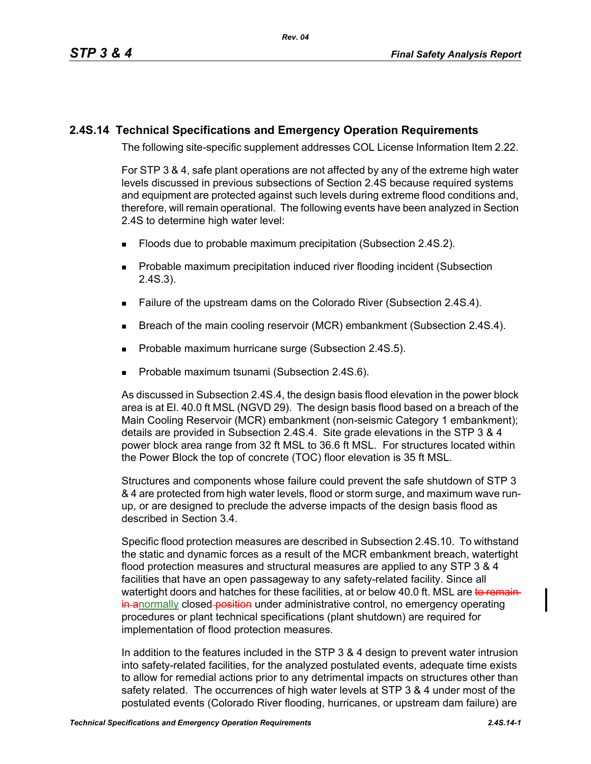## 2.4S.14 Technical Specifications and Emergency Operation Requirements

The following site-specific supplement addresses COL License Information Item 2.22.

For STP 3 & 4, safe plant operations are not affected by any of the extreme high water levels discussed in previous subsections of Section 2.4S because required systems and equipment are protected against such levels during extreme flood conditions and, therefore, will remain operational. The following events have been analyzed in Section 2.4S to determine high water level:

- Floods due to probable maximum precipitation (Subsection 2.4S.2).
- Probable maximum precipitation induced river flooding incident (Subsection 2.4S.3).
- Failure of the upstream dams on the Colorado River (Subsection 2.4S.4).
- Breach of the main cooling reservoir (MCR) embankment (Subsection 2.4S.4).
- Probable maximum hurricane surge (Subsection 2.4S.5).
- Probable maximum tsunami (Subsection 2.4S.6).

As discussed in Subsection 2.4S.4, the design basis flood elevation in the power block area is at El. 40.0 ft MSL (NGVD 29). The design basis flood based on a breach of the Main Cooling Reservoir (MCR) embankment (non-seismic Category 1 embankment); details are provided in Subsection 2.4S.4. Site grade elevations in the STP 3 & 4 power block area range from 32 ft MSL to 36.6 ft MSL. For structures located within the Power Block the top of concrete (TOC) floor elevation is 35 ft MSL.

Structures and components whose failure could prevent the safe shutdown of STP 3 & 4 are protected from high water levels, flood or storm surge, and maximum wave run-up, or are designed to preclude the adverse impacts of the design basis flood as described in Section 3.4.

Specific flood protection measures are described in Subsection 2.4S.10. To withstand the static and dynamic forces as a result of the MCR embankment breach, watertight flood protection measures and structural measures are applied to any STP 3 & 4 facilities that have an open passageway to any safety-related facility. Since all watertight doors and hatches for these facilities, at or below 40.0 ft. MSL are ~~to remain in a~~normally closed~~ position~~ under administrative control, no emergency operating procedures or plant technical specifications (plant shutdown) are required for implementation of flood protection measures.

In addition to the features included in the STP 3 & 4 design to prevent water intrusion into safety-related facilities, for the analyzed postulated events, adequate time exists to allow for remedial actions prior to any detrimental impacts on structures other than safety related. The occurrences of high water levels at STP 3 & 4 under most of the postulated events (Colorado River flooding, hurricanes, or upstream dam failure) are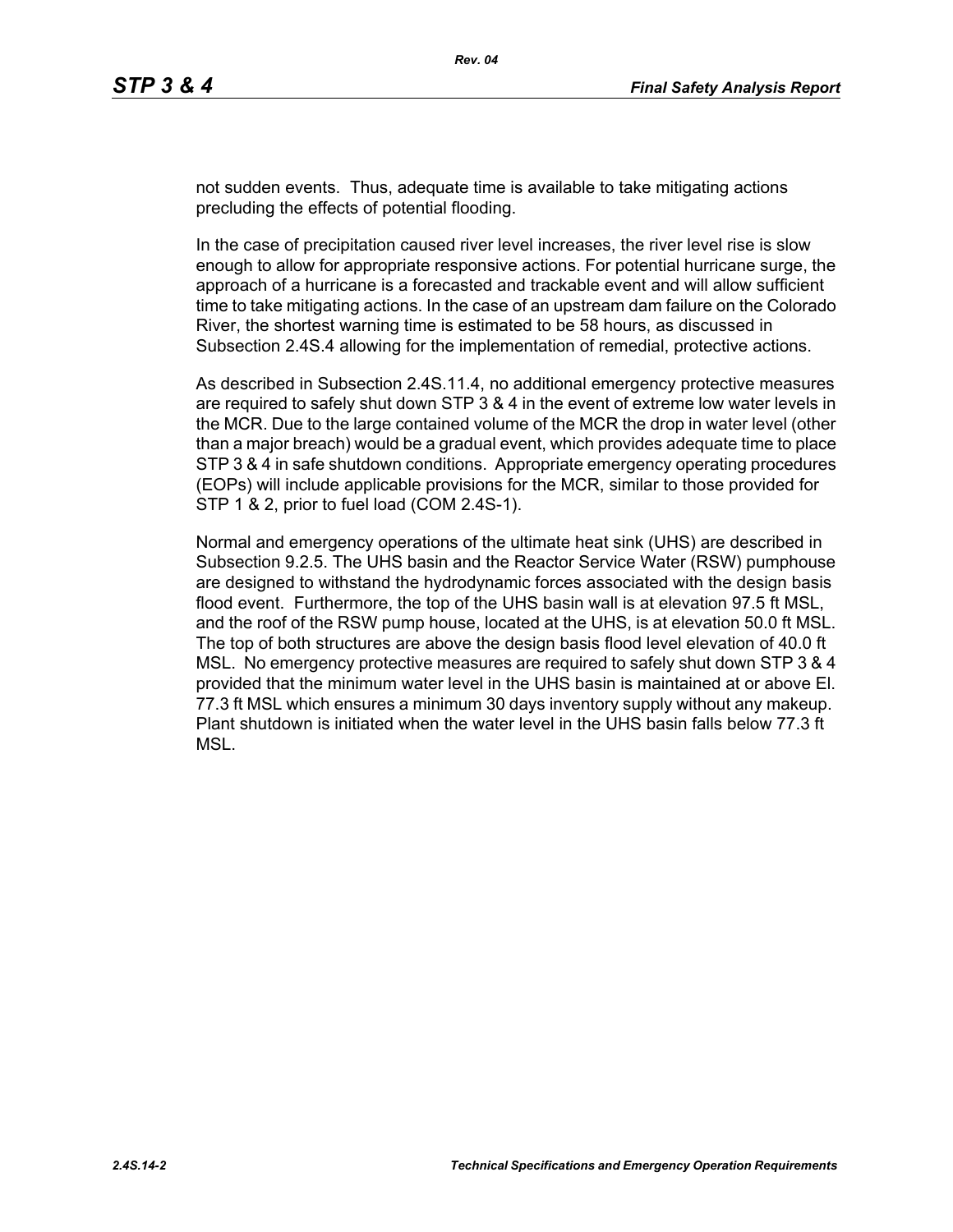not sudden events. Thus, adequate time is available to take mitigating actions precluding the effects of potential flooding.

In the case of precipitation caused river level increases, the river level rise is slow enough to allow for appropriate responsive actions. For potential hurricane surge, the approach of a hurricane is a forecasted and trackable event and will allow sufficient time to take mitigating actions. In the case of an upstream dam failure on the Colorado River, the shortest warning time is estimated to be 58 hours, as discussed in Subsection 2.4S.4 allowing for the implementation of remedial, protective actions.

As described in Subsection 2.4S.11.4, no additional emergency protective measures are required to safely shut down STP 3 & 4 in the event of extreme low water levels in the MCR. Due to the large contained volume of the MCR the drop in water level (other than a major breach) would be a gradual event, which provides adequate time to place STP 3 & 4 in safe shutdown conditions. Appropriate emergency operating procedures (EOPs) will include applicable provisions for the MCR, similar to those provided for STP 1 & 2, prior to fuel load (COM 2.4S-1).

Normal and emergency operations of the ultimate heat sink (UHS) are described in Subsection 9.2.5. The UHS basin and the Reactor Service Water (RSW) pumphouse are designed to withstand the hydrodynamic forces associated with the design basis flood event. Furthermore, the top of the UHS basin wall is at elevation 97.5 ft MSL, and the roof of the RSW pump house, located at the UHS, is at elevation 50.0 ft MSL. The top of both structures are above the design basis flood level elevation of 40.0 ft MSL. No emergency protective measures are required to safely shut down STP 3 & 4 provided that the minimum water level in the UHS basin is maintained at or above El. 77.3 ft MSL which ensures a minimum 30 days inventory supply without any makeup. Plant shutdown is initiated when the water level in the UHS basin falls below 77.3 ft MSL.